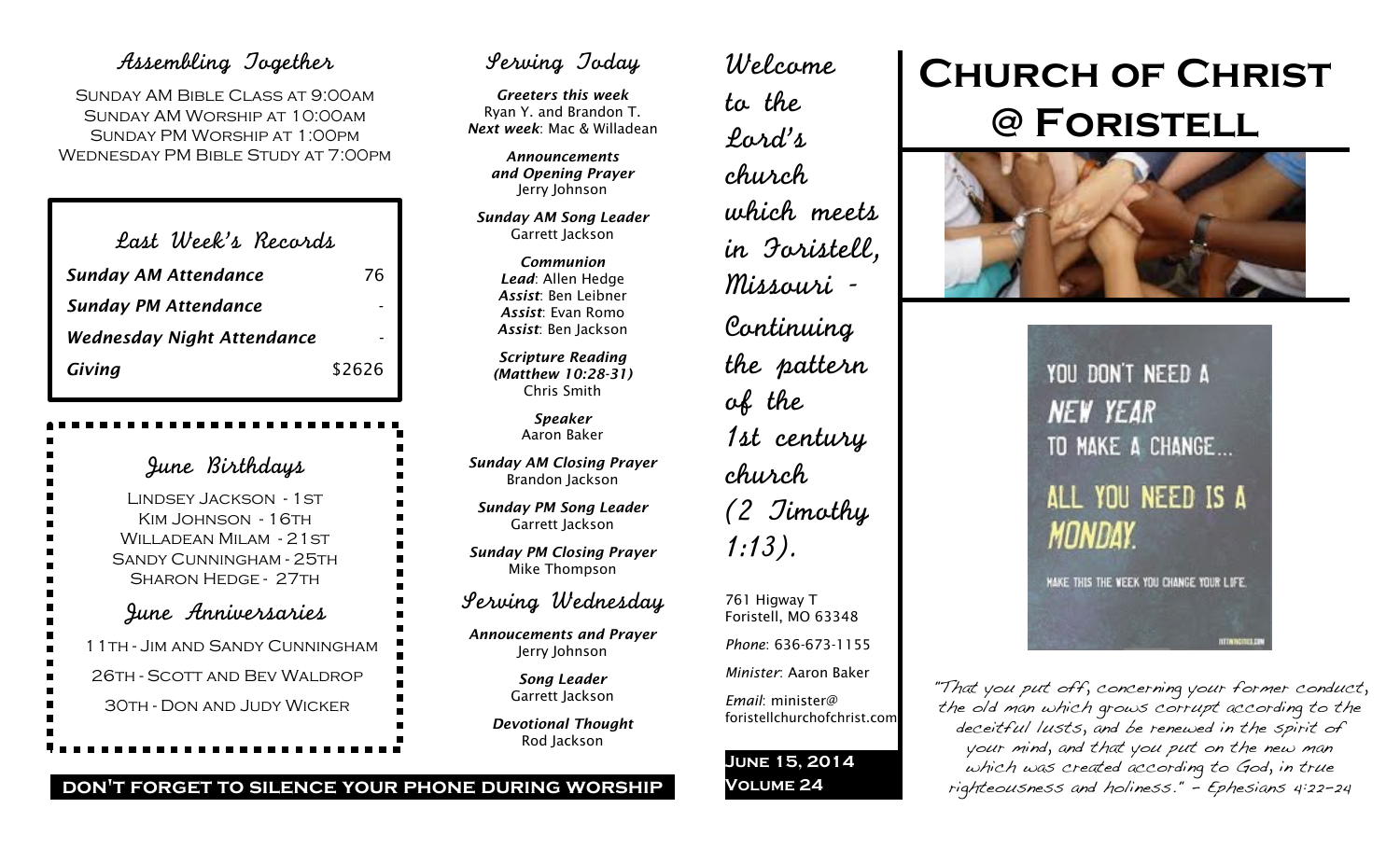# Church of Christ @ Foristell

"That you put off, concerning your former conduct, the old man which grows corrupt according to the deceitful lusts, and be renewed in the spirit of your mind, and that you put on the new man which was created according to God, in true righteousness and holiness." - Ephesians 4:22-24

## Assembling Together

Sunday AM Bible Class at 9:00am
Sunday AM Worship at 10:00am
Sunday PM Worship at 1:00pm
Wednesday PM Bible Study at 7:00pm

## Last Week's Records

| | |
|---|---|
| ***Sunday AM Attendance*** | 76 |
| ***Sunday PM Attendance*** | - |
| ***Wednesday Night Attendance*** | - |
| ***Giving*** | $2626 |

## June Birthdays

Lindsey Jackson - 1st
Kim Johnson - 16th
Willadean Milam - 21st
Sandy Cunningham - 25th
Sharon Hedge - 27th

## June Anniversaries

11th - Jim and Sandy Cunningham

26th - Scott and Bev Waldrop

30th - Don and Judy Wicker

## Serving Today

***Greeters this week***
Ryan Y. and Brandon T.
***Next week***: Mac & Willadean

***Announcements and Opening Prayer***
Jerry Johnson

***Sunday AM Song Leader***
Garrett Jackson

***Communion***
***Lead***: Allen Hedge
***Assist***: Ben Leibner
***Assist***: Evan Romo
***Assist***: Ben Jackson

***Scripture Reading (Matthew 10:28-31)***
Chris Smith

***Speaker***
Aaron Baker

***Sunday AM Closing Prayer***
Brandon Jackson

***Sunday PM Song Leader***
Garrett Jackson

***Sunday PM Closing Prayer***
Mike Thompson

## Serving Wednesday

***Annoucements and Prayer***
Jerry Johnson

***Song Leader***
Garrett Jackson

***Devotional Thought***
Rod Jackson

**DON'T FORGET TO SILENCE YOUR PHONE DURING WORSHIP**

Welcome to the Lord's church which meets in Foristell, Missouri - Continuing the pattern of the 1st century church (2 Timothy 1:13).

761 Higway T
Foristell, MO 63348

*Phone*: 636-673-1155

*Minister*: Aaron Baker

*Email*: minister@foristellchurchofchrist.com

**June 15, 2014**
**Volume 24**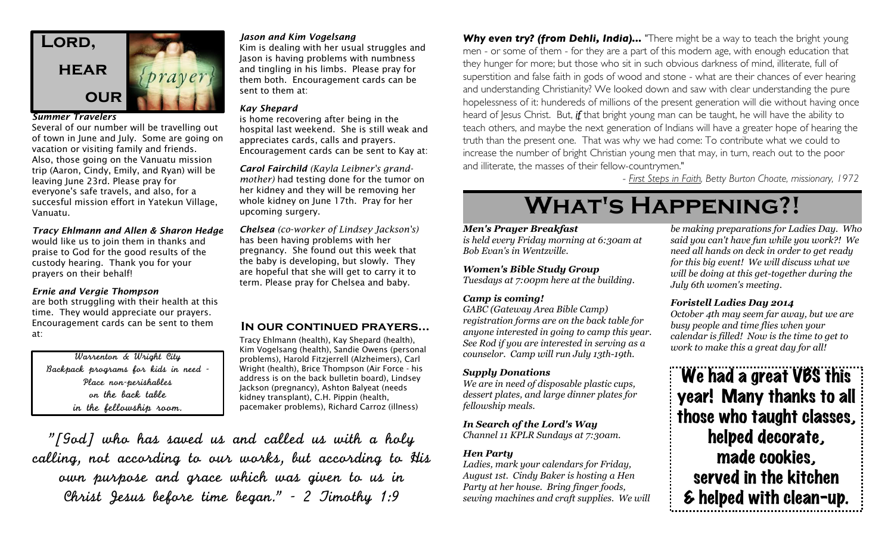# Lord, hear our {prayer}

***Summer Travelers***

Several of our number will be travelling out of town in June and July. Some are going on vacation or visiting family and friends. Also, those going on the Vanuatu mission trip (Aaron, Cindy, Emily, and Ryan) will be leaving June 23rd. Please pray for everyone's safe travels, and also, for a succesful mission effort in Yatekun Village, Vanuatu.

***Tracy Ehlmann and Allen & Sharon Hedge*** would like us to join them in thanks and praise to God for the good results of the custody hearing. Thank you for your prayers on their behalf!

***Ernie and Vergie Thompson***

are both struggling with their health at this time. They would appreciate our prayers. Encouragement cards can be sent to them at:

Warrenton & Wright City Backpack programs for kids in need - Place non-perishables on the back table in the fellowship room.

***Jason and Kim Vogelsang***

Kim is dealing with her usual struggles and Jason is having problems with numbness and tingling in his limbs. Please pray for them both. Encouragement cards can be sent to them at:

***Kay Shepard***

is home recovering after being in the hospital last weekend. She is still weak and appreciates cards, calls and prayers. Encouragement cards can be sent to Kay at:

***Carol Fairchild*** *(Kayla Leibner's grandmother)* had testing done for the tumor on her kidney and they will be removing her whole kidney on June 17th. Pray for her upcoming surgery.

***Chelsea*** *(co-worker of Lindsey Jackson's)* has been having problems with her pregnancy. She found out this week that the baby is developing, but slowly. They are hopeful that she will get to carry it to term. Please pray for Chelsea and baby.

## In our continued prayers...

Tracy Ehlmann (health), Kay Shepard (health), Kim Vogelsang (health), Sandie Owens (personal problems), Harold Fitzjerrell (Alzheimers), Carl Wright (health), Brice Thompson (Air Force - his address is on the back bulletin board), Lindsey Jackson (pregnancy), Ashton Balyeat (needs kidney transplant), C.H. Pippin (health, pacemaker problems), Richard Carroz (illness)

"[God] who has saved us and called us with a holy calling, not according to our works, but according to His own purpose and grace which was given to us in Christ Jesus before time began." - 2 Timothy 1:9

***Why even try? (from Dehli, India)...*** "There might be a way to teach the bright young men - or some of them - for they are a part of this modern age, with enough education that they hunger for more; but those who sit in such obvious darkness of mind, illiterate, full of superstition and false faith in gods of wood and stone - what are their chances of ever hearing and understanding Christianity? We looked down and saw with clear understanding the pure hopelessness of it: hundereds of millions of the present generation will die without having once heard of Jesus Christ. But, ***if*** that bright young man can be taught, he will have the ability to teach others, and maybe the next generation of Indians will have a greater hope of hearing the truth than the present one. That was why we had come: To contribute what we could to increase the number of bright Christian young men that may, in turn, reach out to the poor and illiterate, the masses of their fellow-countrymen."

*- First Steps in Faith, Betty Burton Choate, missionary, 1972*

# What's Happening?!

***Men's Prayer Breakfast***
*is held every Friday morning at 6:30am at Bob Evan's in Wentzville.*

***Women's Bible Study Group***
*Tuesdays at 7:00pm here at the building.*

***Camp is coming!***
*GABC (Gateway Area Bible Camp) registration forms are on the back table for anyone interested in going to camp this year. See Rod if you are interested in serving as a counselor. Camp will run July 13th-19th.*

***Supply Donations***
*We are in need of disposable plastic cups, dessert plates, and large dinner plates for fellowship meals.*

***In Search of the Lord's Way***
*Channel 11 KPLR Sundays at 7:30am.*

***Hen Party***
*Ladies, mark your calendars for Friday, August 1st. Cindy Baker is hosting a Hen Party at her house. Bring finger foods, sewing machines and craft supplies. We will be making preparations for Ladies Day. Who said you can't have fun while you work?! We need all hands on deck in order to get ready for this big event! We will discuss what we will be doing at this get-together during the July 6th women's meeting.*

***Foristell Ladies Day 2014***
*October 4th may seem far away, but we are busy people and time flies when your calendar is filled! Now is the time to get to work to make this a great day for all!*

**We had a great VBS this year! Many thanks to all those who taught classes, helped decorate, made cookies, served in the kitchen & helped with clean-up.**